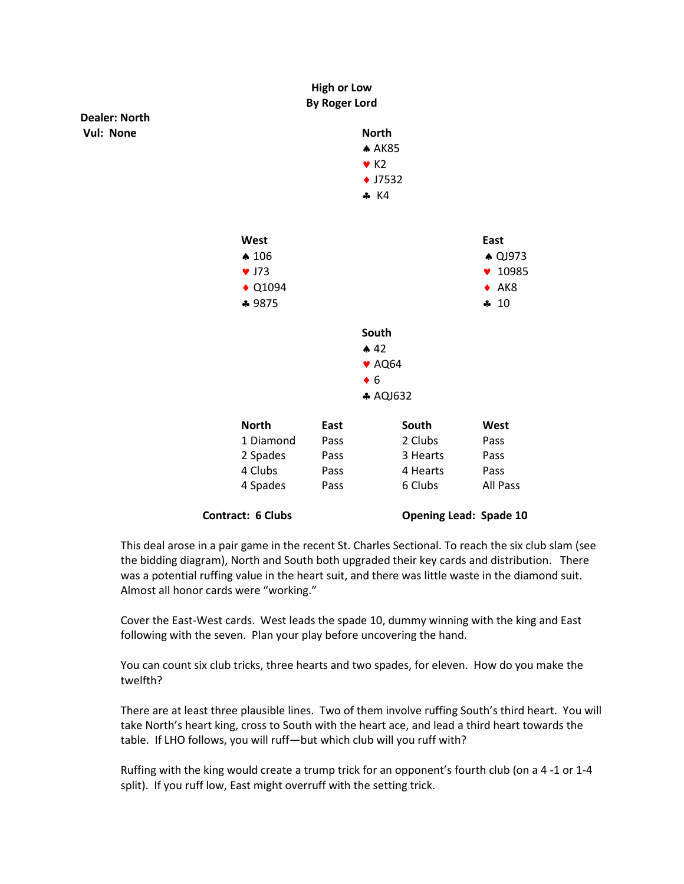# High or Low

**By Roger Lord**

**Dealer: North**
**Vul: None**

**North**
♠ AK85
♥ K2
♦ J7532
♣ K4

**West**
♠ 106
♥ J73
♦ Q1094
♣ 9875

**East**
♠ QJ973
♥ 10985
♦ AK8
♣ 10

**South**
♠ 42
♥ AQ64
♦ 6
♣ AQJ632

| North | East | South | West |
|---|---|---|---|
| 1 Diamond | Pass | 2 Clubs | Pass |
| 2 Spades | Pass | 3 Hearts | Pass |
| 4 Clubs | Pass | 4 Hearts | Pass |
| 4 Spades | Pass | 6 Clubs | All Pass |

**Contract: 6 Clubs** **Opening Lead: Spade 10**

This deal arose in a pair game in the recent St. Charles Sectional. To reach the six club slam (see the bidding diagram), North and South both upgraded their key cards and distribution. There was a potential ruffing value in the heart suit, and there was little waste in the diamond suit. Almost all honor cards were "working."

Cover the East-West cards. West leads the spade 10, dummy winning with the king and East following with the seven. Plan your play before uncovering the hand.

You can count six club tricks, three hearts and two spades, for eleven. How do you make the twelfth?

There are at least three plausible lines. Two of them involve ruffing South's third heart. You will take North's heart king, cross to South with the heart ace, and lead a third heart towards the table. If LHO follows, you will ruff—but which club will you ruff with?

Ruffing with the king would create a trump trick for an opponent's fourth club (on a 4 -1 or 1-4 split). If you ruff low, East might overruff with the setting trick.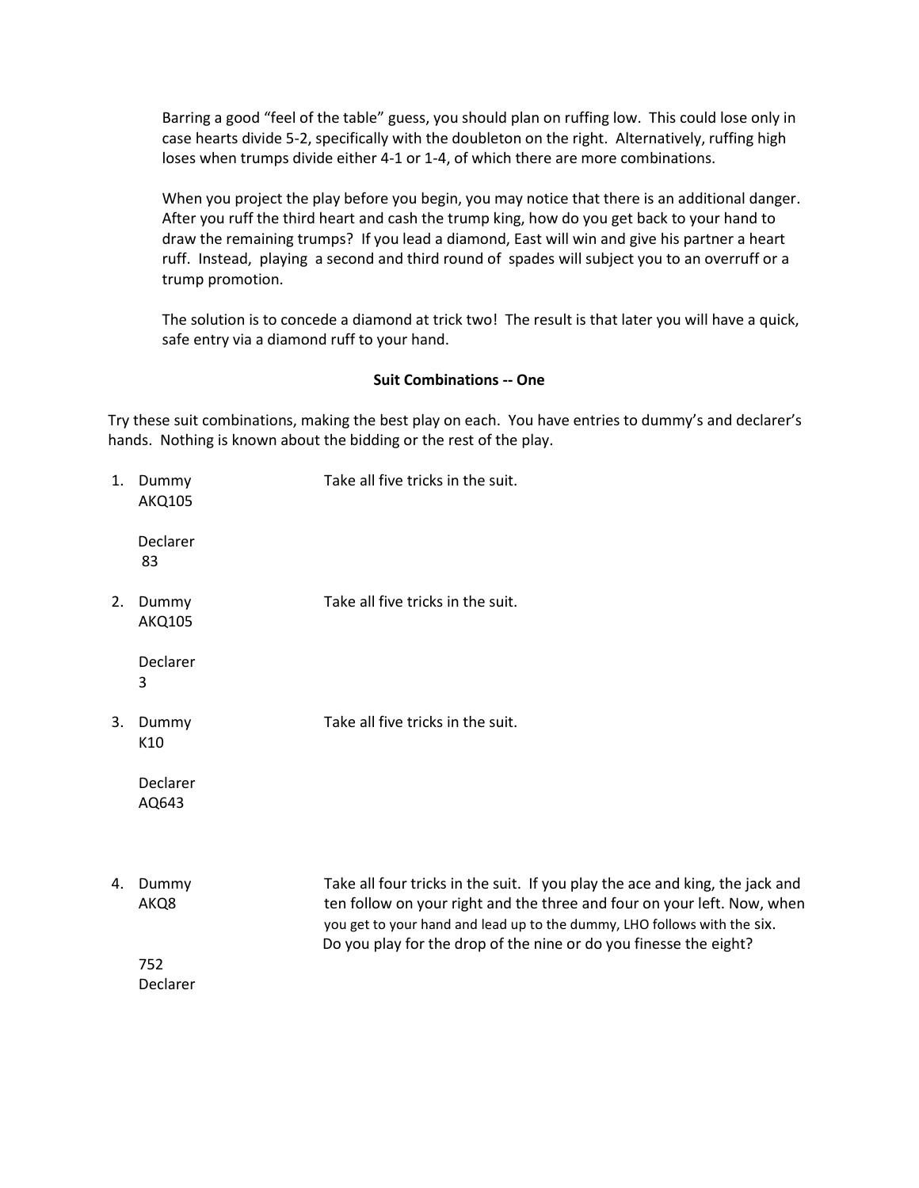Barring a good "feel of the table" guess, you should plan on ruffing low. This could lose only in case hearts divide 5-2, specifically with the doubleton on the right. Alternatively, ruffing high loses when trumps divide either 4-1 or 1-4, of which there are more combinations.

When you project the play before you begin, you may notice that there is an additional danger. After you ruff the third heart and cash the trump king, how do you get back to your hand to draw the remaining trumps? If you lead a diamond, East will win and give his partner a heart ruff. Instead, playing a second and third round of spades will subject you to an overruff or a trump promotion.

The solution is to concede a diamond at trick two! The result is that later you will have a quick, safe entry via a diamond ruff to your hand.

### Suit Combinations -- One

Try these suit combinations, making the best play on each. You have entries to dummy's and declarer's hands. Nothing is known about the bidding or the rest of the play.

1. Dummy
   AKQ105

   Declarer
   83

   Take all five tricks in the suit.

2. Dummy
   AKQ105

   Declarer
   3

   Take all five tricks in the suit.

3. Dummy
   K10

   Declarer
   AQ643

   Take all five tricks in the suit.

4. Dummy
   AKQ8

   752
   Declarer

   Take all four tricks in the suit. If you play the ace and king, the jack and ten follow on your right and the three and four on your left. Now, when you get to your hand and lead up to the dummy, LHO follows with the six. Do you play for the drop of the nine or do you finesse the eight?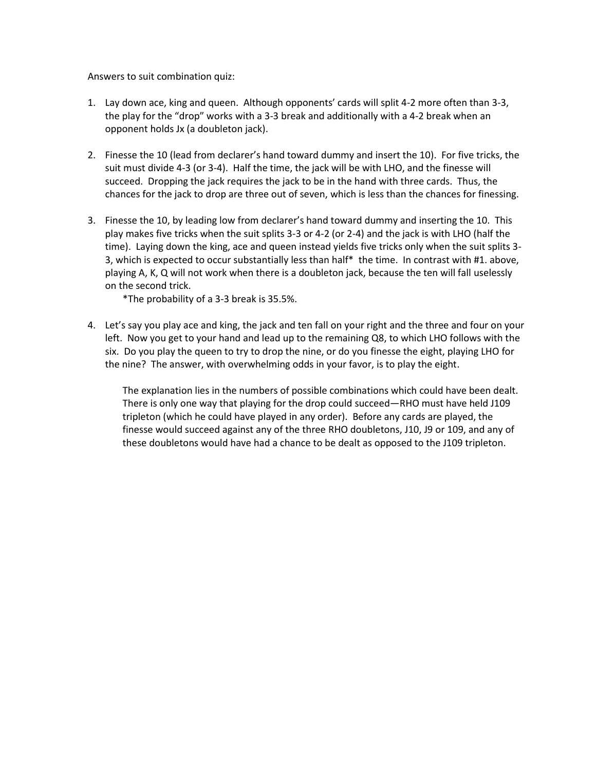Answers to suit combination quiz:

1. Lay down ace, king and queen. Although opponents' cards will split 4-2 more often than 3-3, the play for the "drop" works with a 3-3 break and additionally with a 4-2 break when an opponent holds Jx (a doubleton jack).

2. Finesse the 10 (lead from declarer's hand toward dummy and insert the 10). For five tricks, the suit must divide 4-3 (or 3-4). Half the time, the jack will be with LHO, and the finesse will succeed. Dropping the jack requires the jack to be in the hand with three cards. Thus, the chances for the jack to drop are three out of seven, which is less than the chances for finessing.

3. Finesse the 10, by leading low from declarer's hand toward dummy and inserting the 10. This play makes five tricks when the suit splits 3-3 or 4-2 (or 2-4) and the jack is with LHO (half the time). Laying down the king, ace and queen instead yields five tricks only when the suit splits 3-3, which is expected to occur substantially less than half* the time. In contrast with #1. above, playing A, K, Q will not work when there is a doubleton jack, because the ten will fall uselessly on the second trick.

   *The probability of a 3-3 break is 35.5%.

4. Let's say you play ace and king, the jack and ten fall on your right and the three and four on your left. Now you get to your hand and lead up to the remaining Q8, to which LHO follows with the six. Do you play the queen to try to drop the nine, or do you finesse the eight, playing LHO for the nine? The answer, with overwhelming odds in your favor, is to play the eight.

   The explanation lies in the numbers of possible combinations which could have been dealt. There is only one way that playing for the drop could succeed—RHO must have held J109 tripleton (which he could have played in any order). Before any cards are played, the finesse would succeed against any of the three RHO doubletons, J10, J9 or 109, and any of these doubletons would have had a chance to be dealt as opposed to the J109 tripleton.